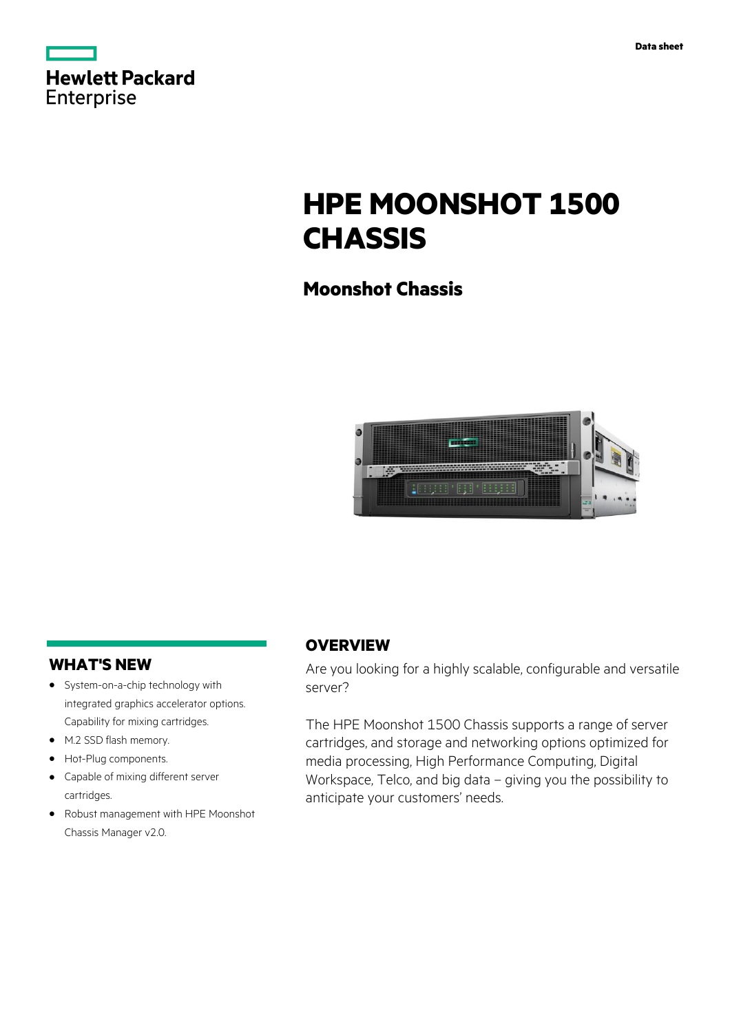Hewlett Packard Enterprise

Data sheet

# HPE MOONSHOT 1500 CHASSIS

## Moonshot Chassis

## WHAT'S NEW

- System-on-a-chip technology with integrated graphics accelerator options. Capability for mixing cartridges.
- M.2 SSD flash memory.
- Hot-Plug components.
- Capable of mixing different server cartridges.
- Robust management with HPE Moonshot Chassis Manager v2.0.

## OVERVIEW

Are you looking for a highly scalable, configurable and versatile server?

The HPE Moonshot 1500 Chassis supports a range of server cartridges, and storage and networking options optimized for media processing, High Performance Computing, Digital Workspace, Telco, and big data – giving you the possibility to anticipate your customers' needs.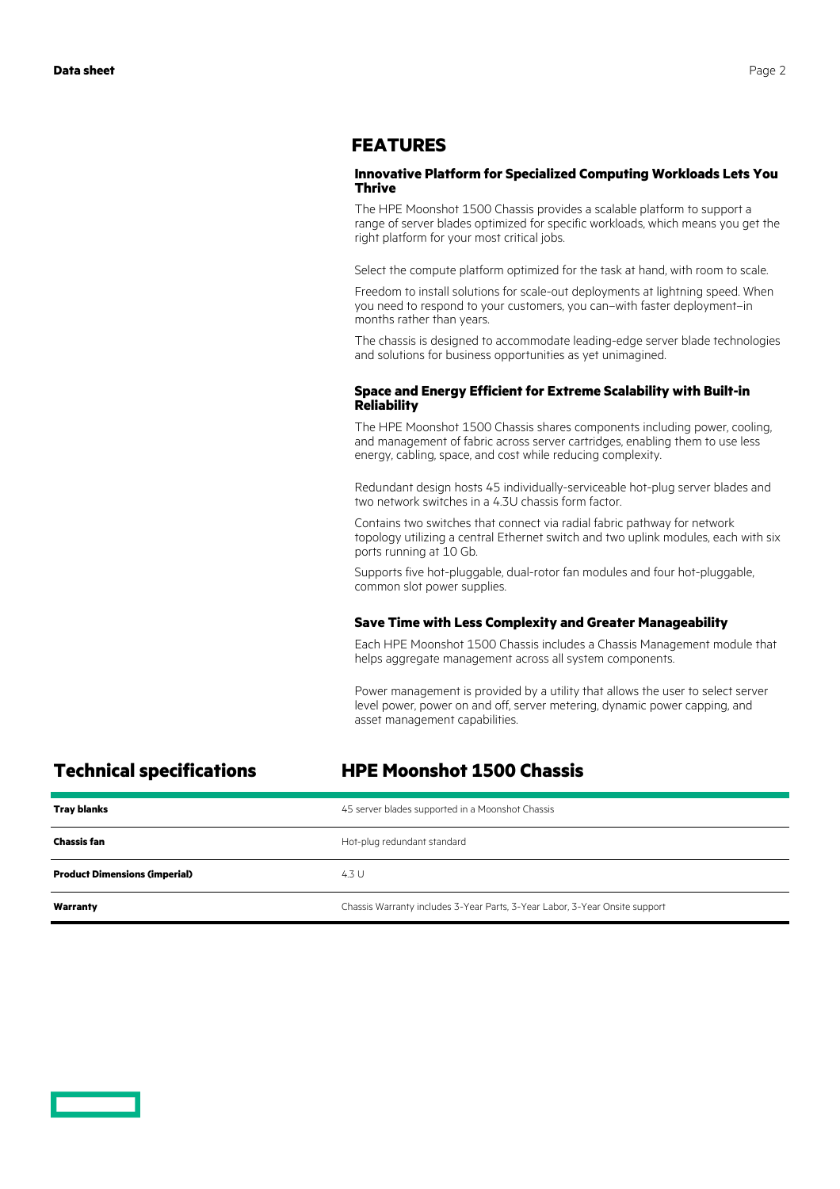## FEATURES

### Innovative Platform for Specialized Computing Workloads Lets You Thrive

The HPE Moonshot 1500 Chassis provides a scalable platform to support a range of server blades optimized for specific workloads, which means you get the right platform for your most critical jobs.

Select the compute platform optimized for the task at hand, with room to scale.

Freedom to install solutions for scale-out deployments at lightning speed. When you need to respond to your customers, you can–with faster deployment–in months rather than years.

The chassis is designed to accommodate leading-edge server blade technologies and solutions for business opportunities as yet unimagined.

### Space and Energy Efficient for Extreme Scalability with Built-in Reliability

The HPE Moonshot 1500 Chassis shares components including power, cooling, and management of fabric across server cartridges, enabling them to use less energy, cabling, space, and cost while reducing complexity.

Redundant design hosts 45 individually-serviceable hot-plug server blades and two network switches in a 4.3U chassis form factor.

Contains two switches that connect via radial fabric pathway for network topology utilizing a central Ethernet switch and two uplink modules, each with six ports running at 10 Gb.

Supports five hot-pluggable, dual-rotor fan modules and four hot-pluggable, common slot power supplies.

### Save Time with Less Complexity and Greater Manageability

Each HPE Moonshot 1500 Chassis includes a Chassis Management module that helps aggregate management across all system components.

Power management is provided by a utility that allows the user to select server level power, power on and off, server metering, dynamic power capping, and asset management capabilities.

## Technical specifications

| | HPE Moonshot 1500 Chassis |
|---|---|
| **Tray blanks** | 45 server blades supported in a Moonshot Chassis |
| **Chassis fan** | Hot-plug redundant standard |
| **Product Dimensions (imperial)** | 4.3 U |
| **Warranty** | Chassis Warranty includes 3-Year Parts, 3-Year Labor, 3-Year Onsite support |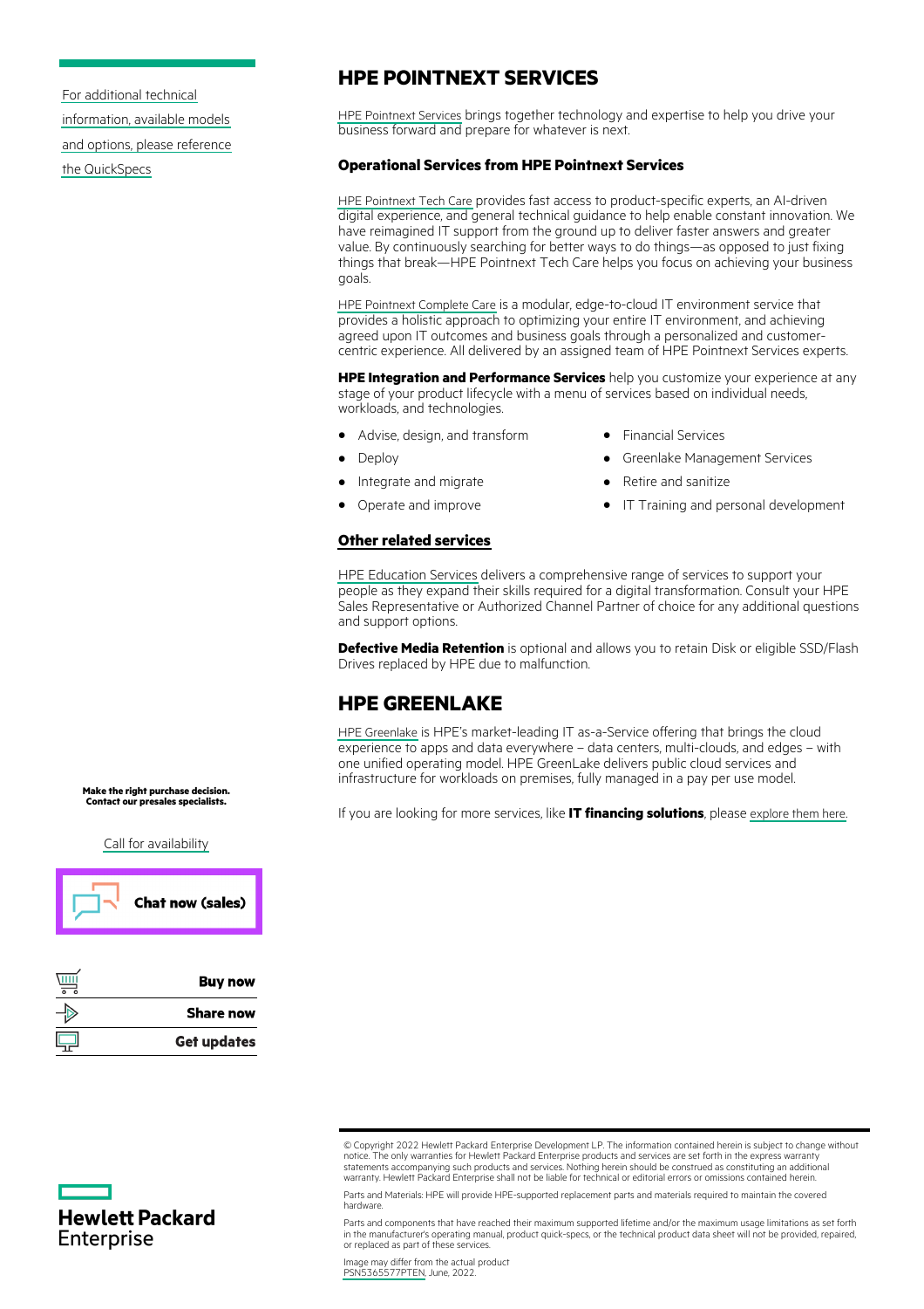For additional technical information, available models and options, please reference the QuickSpecs

# HPE POINTNEXT SERVICES

HPE Pointnext Services brings together technology and expertise to help you drive your business forward and prepare for whatever is next.

### Operational Services from HPE Pointnext Services

HPE Pointnext Tech Care provides fast access to product-specific experts, an AI-driven digital experience, and general technical guidance to help enable constant innovation. We have reimagined IT support from the ground up to deliver faster answers and greater value. By continuously searching for better ways to do things—as opposed to just fixing things that break—HPE Pointnext Tech Care helps you focus on achieving your business goals.

HPE Pointnext Complete Care is a modular, edge-to-cloud IT environment service that provides a holistic approach to optimizing your entire IT environment, and achieving agreed upon IT outcomes and business goals through a personalized and customer-centric experience. All delivered by an assigned team of HPE Pointnext Services experts.

**HPE Integration and Performance Services** help you customize your experience at any stage of your product lifecycle with a menu of services based on individual needs, workloads, and technologies.

- Advise, design, and transform
- Deploy
- Integrate and migrate
- Operate and improve
- Financial Services
- Greenlake Management Services
- Retire and sanitize
- IT Training and personal development

### Other related services

HPE Education Services delivers a comprehensive range of services to support your people as they expand their skills required for a digital transformation. Consult your HPE Sales Representative or Authorized Channel Partner of choice for any additional questions and support options.

**Defective Media Retention** is optional and allows you to retain Disk or eligible SSD/Flash Drives replaced by HPE due to malfunction.

# HPE GREENLAKE

HPE Greenlake is HPE's market-leading IT as-a-Service offering that brings the cloud experience to apps and data everywhere – data centers, multi-clouds, and edges – with one unified operating model. HPE GreenLake delivers public cloud services and infrastructure for workloads on premises, fully managed in a pay per use model.

If you are looking for more services, like **IT financing solutions**, please explore them here.

**Make the right purchase decision. Contact our presales specialists.**

Call for availability

Chat now (sales)

Buy now

Share now

Get updates

© Copyright 2022 Hewlett Packard Enterprise Development LP. The information contained herein is subject to change without notice. The only warranties for Hewlett Packard Enterprise products and services are set forth in the express warranty statements accompanying such products and services. Nothing herein should be construed as constituting an additional warranty. Hewlett Packard Enterprise shall not be liable for technical or editorial errors or omissions contained herein.

Parts and Materials: HPE will provide HPE-supported replacement parts and materials required to maintain the covered hardware.

Parts and components that have reached their maximum supported lifetime and/or the maximum usage limitations as set forth in the manufacturer's operating manual, product quick-specs, or the technical product data sheet will not be provided, repaired, or replaced as part of these services.

Image may differ from the actual product
PSN5365577PTEN, June, 2022.

Hewlett Packard Enterprise